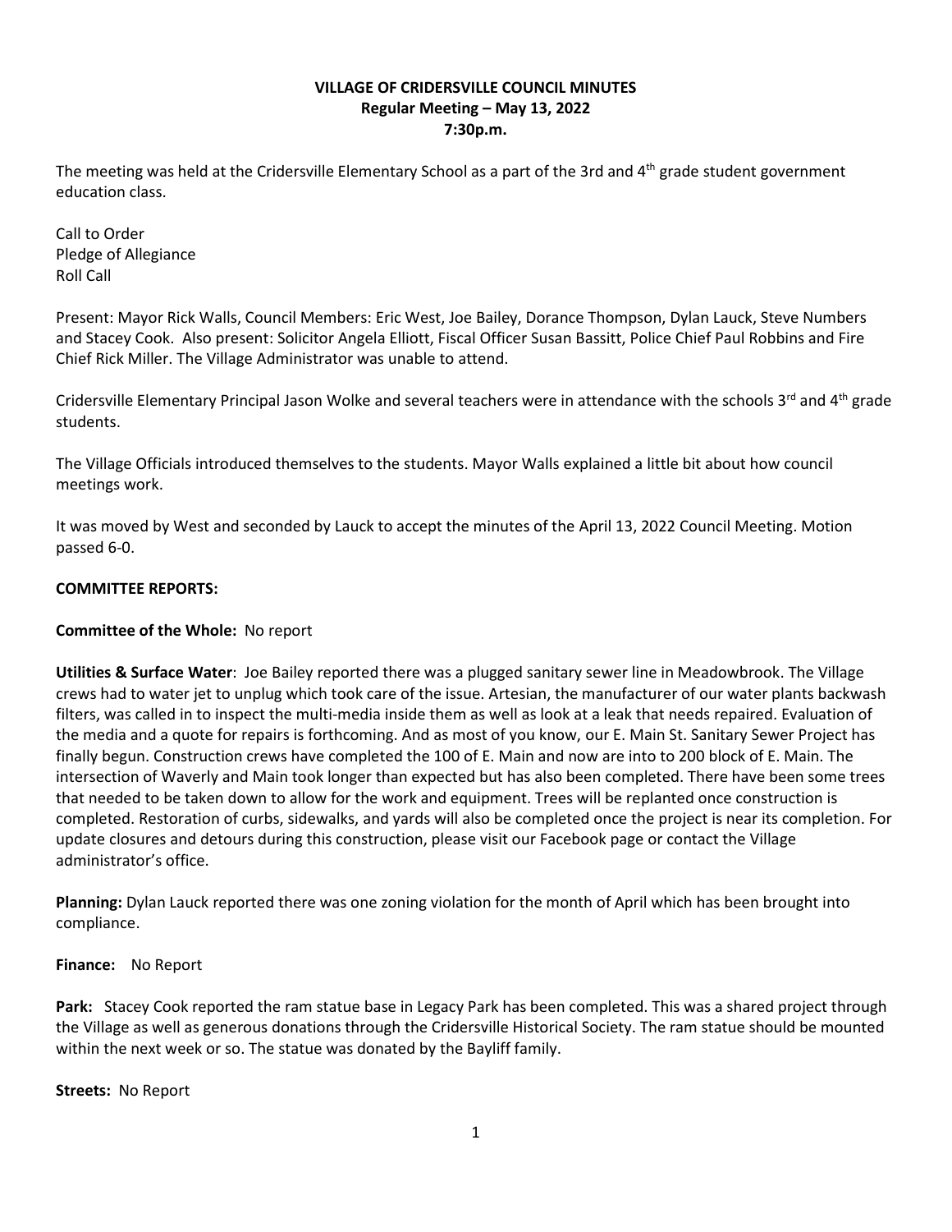**VILLAGE OF CRIDERSVILLE COUNCIL MINUTES**
**Regular Meeting – May 13, 2022**
**7:30p.m.**

The meeting was held at the Cridersville Elementary School as a part of the 3rd and 4th grade student government education class.

Call to Order
Pledge of Allegiance
Roll Call

Present: Mayor Rick Walls, Council Members: Eric West, Joe Bailey, Dorance Thompson, Dylan Lauck, Steve Numbers and Stacey Cook. Also present: Solicitor Angela Elliott, Fiscal Officer Susan Bassitt, Police Chief Paul Robbins and Fire Chief Rick Miller. The Village Administrator was unable to attend.

Cridersville Elementary Principal Jason Wolke and several teachers were in attendance with the schools 3rd and 4th grade students.

The Village Officials introduced themselves to the students. Mayor Walls explained a little bit about how council meetings work.

It was moved by West and seconded by Lauck to accept the minutes of the April 13, 2022 Council Meeting. Motion passed 6-0.

**COMMITTEE REPORTS:**

**Committee of the Whole:** No report

**Utilities & Surface Water**: Joe Bailey reported there was a plugged sanitary sewer line in Meadowbrook. The Village crews had to water jet to unplug which took care of the issue. Artesian, the manufacturer of our water plants backwash filters, was called in to inspect the multi-media inside them as well as look at a leak that needs repaired. Evaluation of the media and a quote for repairs is forthcoming. And as most of you know, our E. Main St. Sanitary Sewer Project has finally begun. Construction crews have completed the 100 of E. Main and now are into to 200 block of E. Main. The intersection of Waverly and Main took longer than expected but has also been completed. There have been some trees that needed to be taken down to allow for the work and equipment. Trees will be replanted once construction is completed. Restoration of curbs, sidewalks, and yards will also be completed once the project is near its completion. For update closures and detours during this construction, please visit our Facebook page or contact the Village administrator's office.

**Planning:** Dylan Lauck reported there was one zoning violation for the month of April which has been brought into compliance.

**Finance:** No Report

**Park:** Stacey Cook reported the ram statue base in Legacy Park has been completed. This was a shared project through the Village as well as generous donations through the Cridersville Historical Society. The ram statue should be mounted within the next week or so. The statue was donated by the Bayliff family.

**Streets:** No Report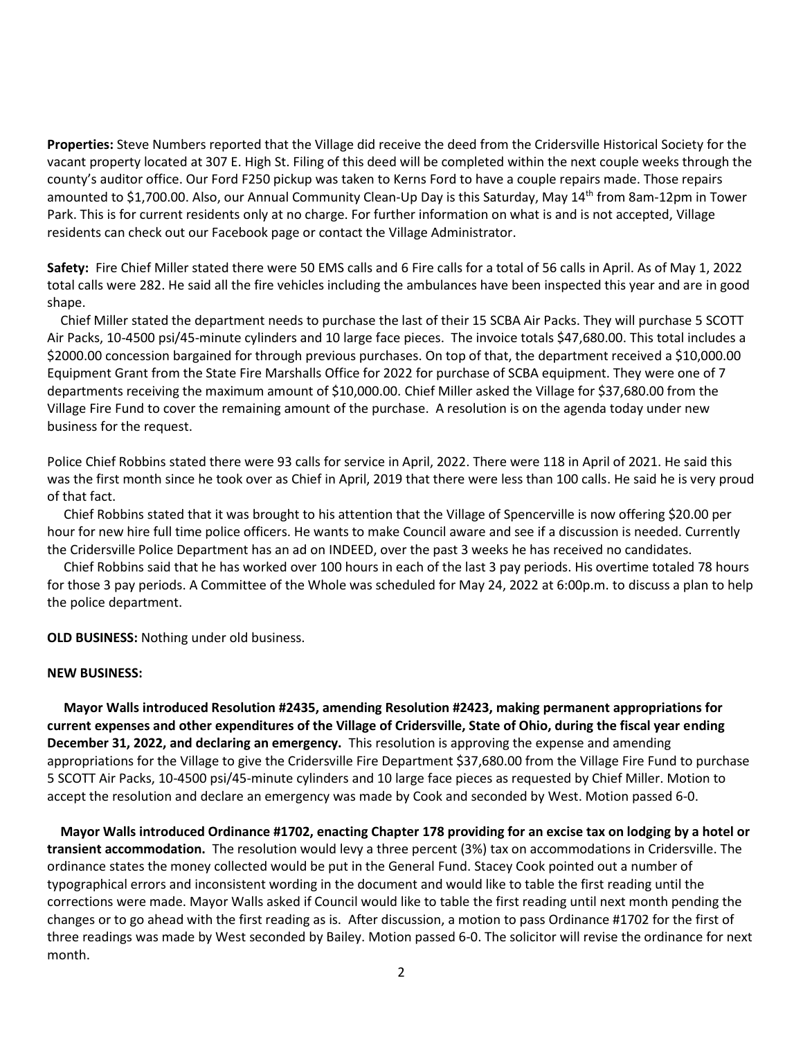**Properties:** Steve Numbers reported that the Village did receive the deed from the Cridersville Historical Society for the vacant property located at 307 E. High St. Filing of this deed will be completed within the next couple weeks through the county's auditor office. Our Ford F250 pickup was taken to Kerns Ford to have a couple repairs made. Those repairs amounted to $1,700.00. Also, our Annual Community Clean-Up Day is this Saturday, May 14th from 8am-12pm in Tower Park. This is for current residents only at no charge. For further information on what is and is not accepted, Village residents can check out our Facebook page or contact the Village Administrator.

**Safety:** Fire Chief Miller stated there were 50 EMS calls and 6 Fire calls for a total of 56 calls in April. As of May 1, 2022 total calls were 282. He said all the fire vehicles including the ambulances have been inspected this year and are in good shape.

Chief Miller stated the department needs to purchase the last of their 15 SCBA Air Packs. They will purchase 5 SCOTT Air Packs, 10-4500 psi/45-minute cylinders and 10 large face pieces. The invoice totals $47,680.00. This total includes a $2000.00 concession bargained for through previous purchases. On top of that, the department received a $10,000.00 Equipment Grant from the State Fire Marshalls Office for 2022 for purchase of SCBA equipment. They were one of 7 departments receiving the maximum amount of $10,000.00. Chief Miller asked the Village for $37,680.00 from the Village Fire Fund to cover the remaining amount of the purchase. A resolution is on the agenda today under new business for the request.

Police Chief Robbins stated there were 93 calls for service in April, 2022. There were 118 in April of 2021. He said this was the first month since he took over as Chief in April, 2019 that there were less than 100 calls. He said he is very proud of that fact.

Chief Robbins stated that it was brought to his attention that the Village of Spencerville is now offering $20.00 per hour for new hire full time police officers. He wants to make Council aware and see if a discussion is needed. Currently the Cridersville Police Department has an ad on INDEED, over the past 3 weeks he has received no candidates.

Chief Robbins said that he has worked over 100 hours in each of the last 3 pay periods. His overtime totaled 78 hours for those 3 pay periods. A Committee of the Whole was scheduled for May 24, 2022 at 6:00p.m. to discuss a plan to help the police department.

**OLD BUSINESS:** Nothing under old business.

**NEW BUSINESS:**

**Mayor Walls introduced Resolution #2435, amending Resolution #2423, making permanent appropriations for current expenses and other expenditures of the Village of Cridersville, State of Ohio, during the fiscal year ending December 31, 2022, and declaring an emergency.** This resolution is approving the expense and amending appropriations for the Village to give the Cridersville Fire Department $37,680.00 from the Village Fire Fund to purchase 5 SCOTT Air Packs, 10-4500 psi/45-minute cylinders and 10 large face pieces as requested by Chief Miller. Motion to accept the resolution and declare an emergency was made by Cook and seconded by West. Motion passed 6-0.

**Mayor Walls introduced Ordinance #1702, enacting Chapter 178 providing for an excise tax on lodging by a hotel or transient accommodation.** The resolution would levy a three percent (3%) tax on accommodations in Cridersville. The ordinance states the money collected would be put in the General Fund. Stacey Cook pointed out a number of typographical errors and inconsistent wording in the document and would like to table the first reading until the corrections were made. Mayor Walls asked if Council would like to table the first reading until next month pending the changes or to go ahead with the first reading as is. After discussion, a motion to pass Ordinance #1702 for the first of three readings was made by West seconded by Bailey. Motion passed 6-0. The solicitor will revise the ordinance for next month.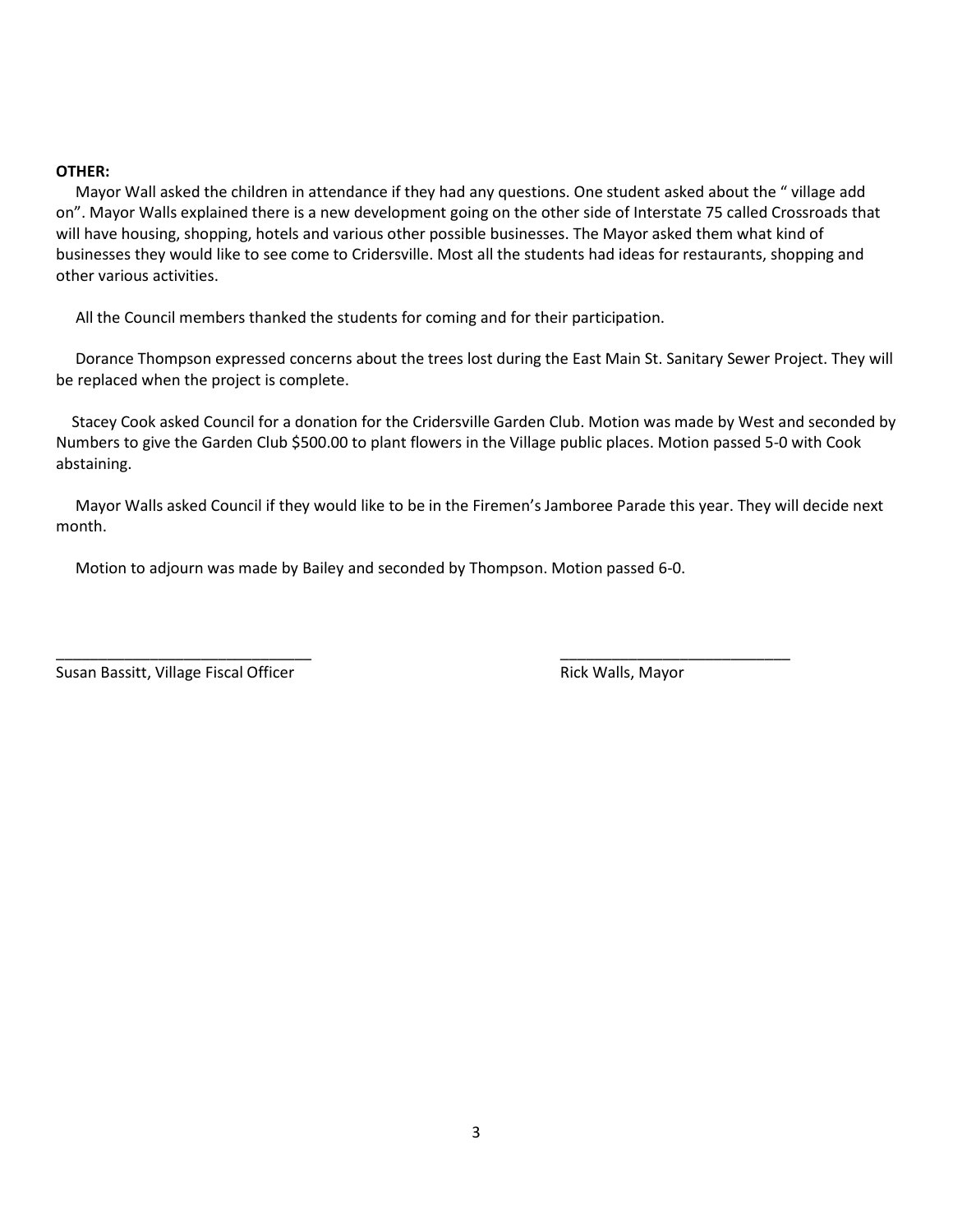**OTHER:**

Mayor Wall asked the children in attendance if they had any questions. One student asked about the " village add on". Mayor Walls explained there is a new development going on the other side of Interstate 75 called Crossroads that will have housing, shopping, hotels and various other possible businesses. The Mayor asked them what kind of businesses they would like to see come to Cridersville. Most all the students had ideas for restaurants, shopping and other various activities.

All the Council members thanked the students for coming and for their participation.

Dorance Thompson expressed concerns about the trees lost during the East Main St. Sanitary Sewer Project. They will be replaced when the project is complete.

Stacey Cook asked Council for a donation for the Cridersville Garden Club. Motion was made by West and seconded by Numbers to give the Garden Club $500.00 to plant flowers in the Village public places. Motion passed 5-0 with Cook abstaining.

Mayor Walls asked Council if they would like to be in the Firemen's Jamboree Parade this year. They will decide next month.

Motion to adjourn was made by Bailey and seconded by Thompson. Motion passed 6-0.

______________________________ ___________________________

Susan Bassitt, Village Fiscal Officer Rick Walls, Mayor